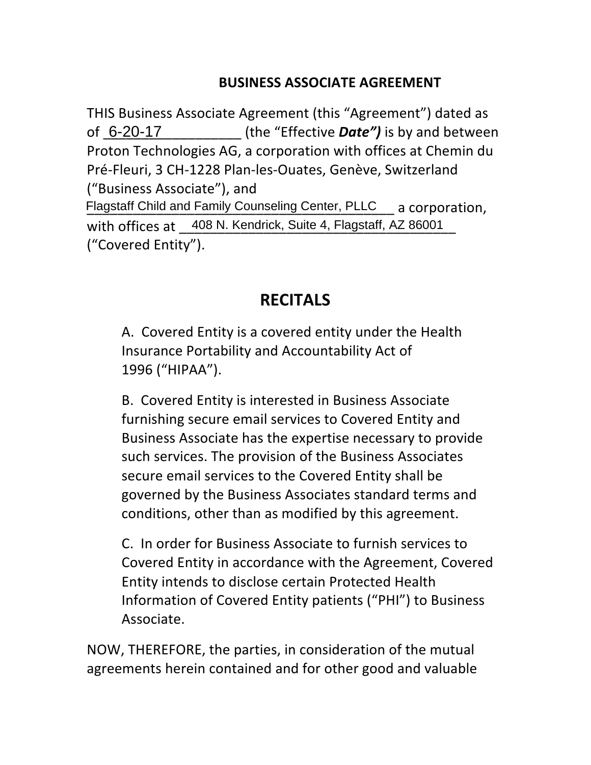# BUSINESS ASSOCIATE AGREEMENT

THIS Business Associate Agreement (this "Agreement") dated as of 6-20-17__________ (the "Effective ***Date")*** is by and between Proton Technologies AG, a corporation with offices at Chemin du Pré-Fleuri, 3 CH-1228 Plan-les-Ouates, Genève, Switzerland ("Business Associate"), and Flagstaff Child and Family Counseling Center, PLLC__ a corporation, with offices at 408 N. Kendrick, Suite 4, Flagstaff, AZ 86001__ ("Covered Entity").

## RECITALS

A. Covered Entity is a covered entity under the Health Insurance Portability and Accountability Act of 1996 ("HIPAA").

B. Covered Entity is interested in Business Associate furnishing secure email services to Covered Entity and Business Associate has the expertise necessary to provide such services. The provision of the Business Associates secure email services to the Covered Entity shall be governed by the Business Associates standard terms and conditions, other than as modified by this agreement.

C. In order for Business Associate to furnish services to Covered Entity in accordance with the Agreement, Covered Entity intends to disclose certain Protected Health Information of Covered Entity patients ("PHI") to Business Associate.

NOW, THEREFORE, the parties, in consideration of the mutual agreements herein contained and for other good and valuable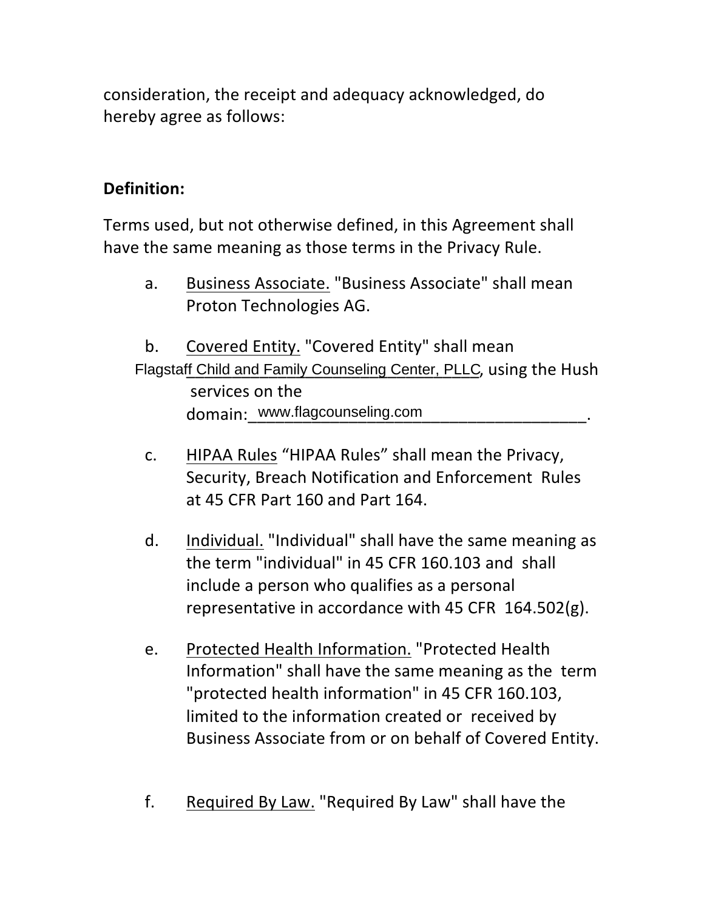consideration, the receipt and adequacy acknowledged, do hereby agree as follows:

**Definition:**

Terms used, but not otherwise defined, in this Agreement shall have the same meaning as those terms in the Privacy Rule.

a. Business Associate. "Business Associate" shall mean Proton Technologies AG.

b. Covered Entity. "Covered Entity" shall mean Flagstaff Child and Family Counseling Center, PLLC, using the Hush services on the domain: www.flagcounseling.com.

c. HIPAA Rules "HIPAA Rules" shall mean the Privacy, Security, Breach Notification and Enforcement Rules at 45 CFR Part 160 and Part 164.

d. Individual. "Individual" shall have the same meaning as the term "individual" in 45 CFR 160.103 and shall include a person who qualifies as a personal representative in accordance with 45 CFR 164.502(g).

e. Protected Health Information. "Protected Health Information" shall have the same meaning as the term "protected health information" in 45 CFR 160.103, limited to the information created or received by Business Associate from or on behalf of Covered Entity.

f. Required By Law. "Required By Law" shall have the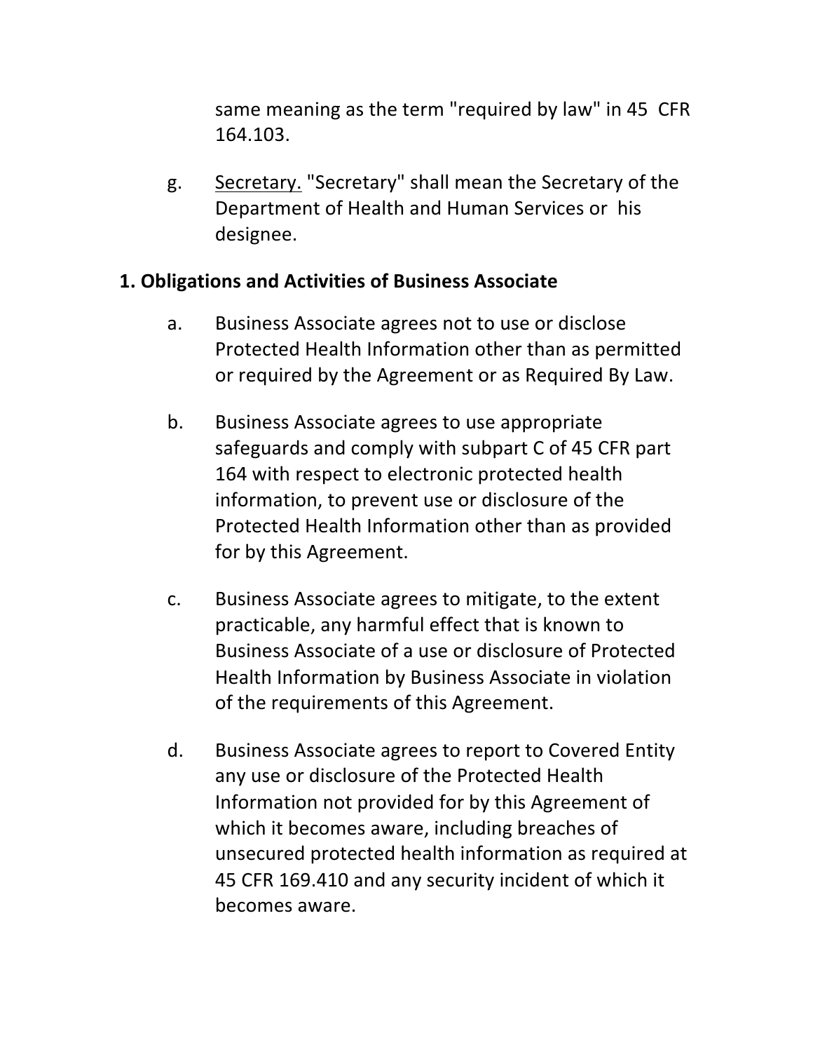same meaning as the term "required by law" in 45 CFR 164.103.

g. <u>Secretary.</u> "Secretary" shall mean the Secretary of the Department of Health and Human Services or his designee.

**1. Obligations and Activities of Business Associate**

a. Business Associate agrees not to use or disclose Protected Health Information other than as permitted or required by the Agreement or as Required By Law.

b. Business Associate agrees to use appropriate safeguards and comply with subpart C of 45 CFR part 164 with respect to electronic protected health information, to prevent use or disclosure of the Protected Health Information other than as provided for by this Agreement.

c. Business Associate agrees to mitigate, to the extent practicable, any harmful effect that is known to Business Associate of a use or disclosure of Protected Health Information by Business Associate in violation of the requirements of this Agreement.

d. Business Associate agrees to report to Covered Entity any use or disclosure of the Protected Health Information not provided for by this Agreement of which it becomes aware, including breaches of unsecured protected health information as required at 45 CFR 169.410 and any security incident of which it becomes aware.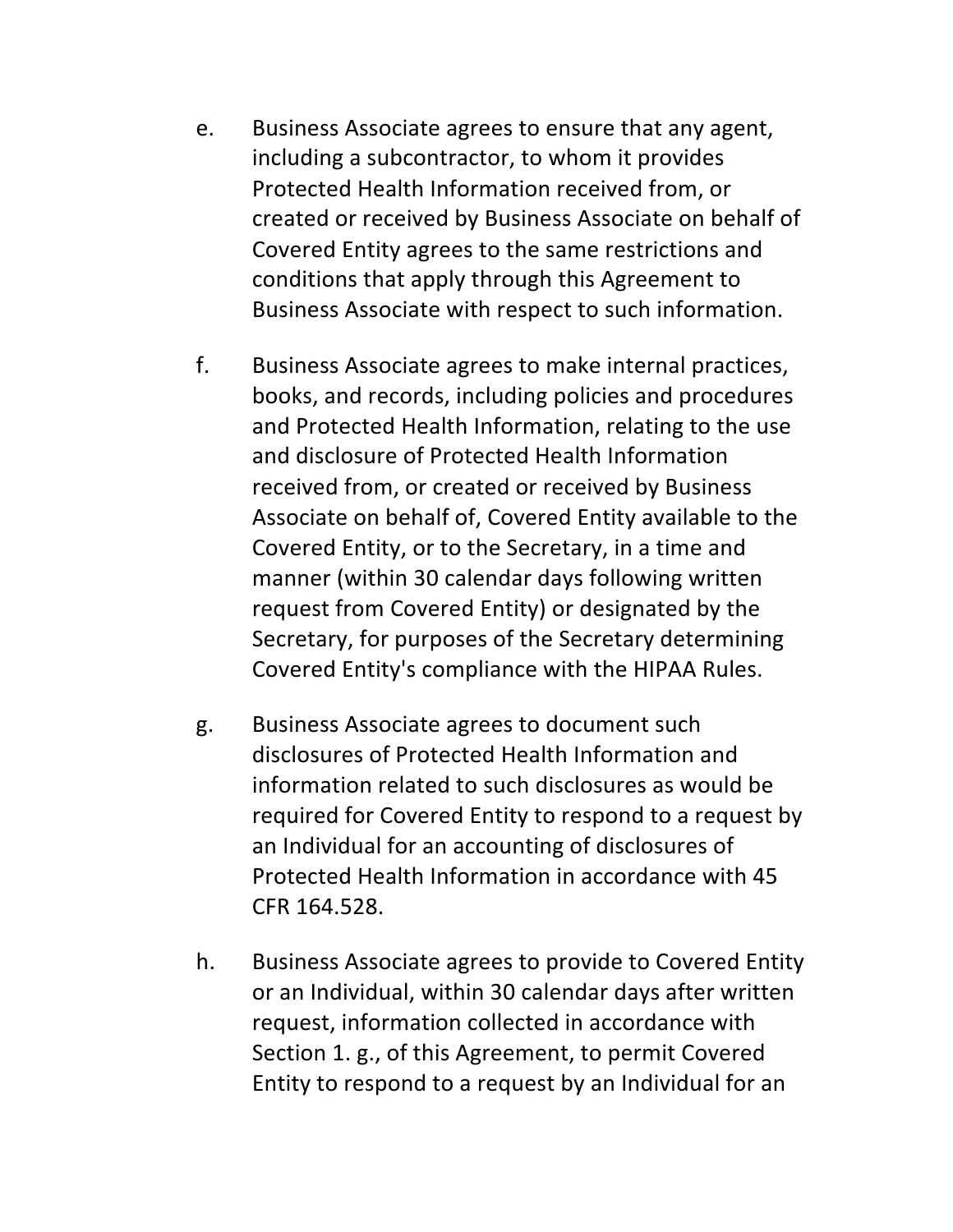e. Business Associate agrees to ensure that any agent, including a subcontractor, to whom it provides Protected Health Information received from, or created or received by Business Associate on behalf of Covered Entity agrees to the same restrictions and conditions that apply through this Agreement to Business Associate with respect to such information.

f. Business Associate agrees to make internal practices, books, and records, including policies and procedures and Protected Health Information, relating to the use and disclosure of Protected Health Information received from, or created or received by Business Associate on behalf of, Covered Entity available to the Covered Entity, or to the Secretary, in a time and manner (within 30 calendar days following written request from Covered Entity) or designated by the Secretary, for purposes of the Secretary determining Covered Entity's compliance with the HIPAA Rules.

g. Business Associate agrees to document such disclosures of Protected Health Information and information related to such disclosures as would be required for Covered Entity to respond to a request by an Individual for an accounting of disclosures of Protected Health Information in accordance with 45 CFR 164.528.

h. Business Associate agrees to provide to Covered Entity or an Individual, within 30 calendar days after written request, information collected in accordance with Section 1. g., of this Agreement, to permit Covered Entity to respond to a request by an Individual for an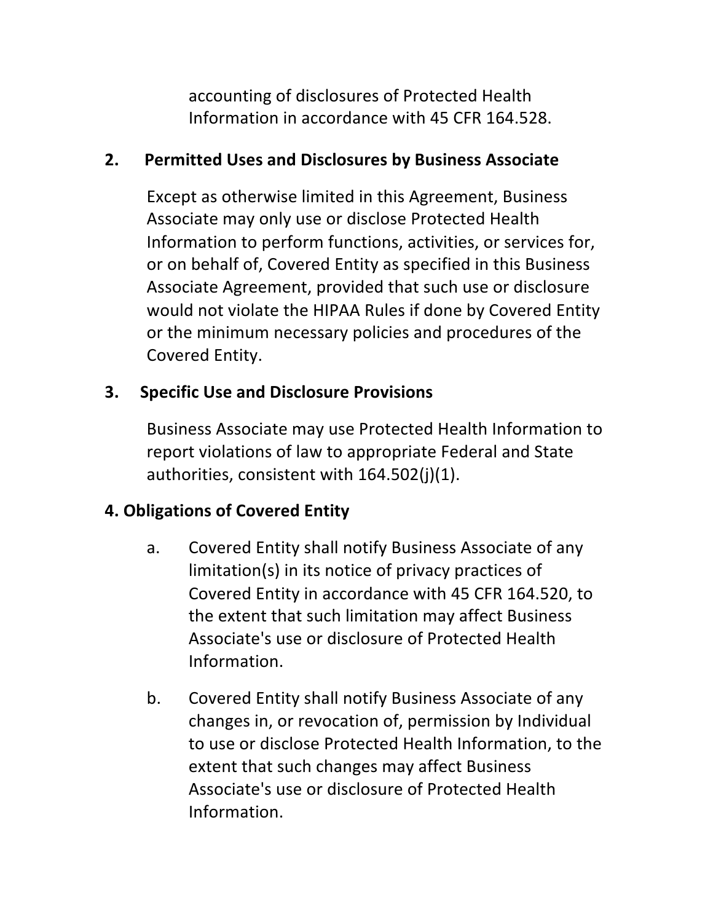accounting of disclosures of Protected Health Information in accordance with 45 CFR 164.528.

## 2. Permitted Uses and Disclosures by Business Associate

Except as otherwise limited in this Agreement, Business Associate may only use or disclose Protected Health Information to perform functions, activities, or services for, or on behalf of, Covered Entity as specified in this Business Associate Agreement, provided that such use or disclosure would not violate the HIPAA Rules if done by Covered Entity or the minimum necessary policies and procedures of the Covered Entity.

## 3. Specific Use and Disclosure Provisions

Business Associate may use Protected Health Information to report violations of law to appropriate Federal and State authorities, consistent with 164.502(j)(1).

## 4. Obligations of Covered Entity

a. Covered Entity shall notify Business Associate of any limitation(s) in its notice of privacy practices of Covered Entity in accordance with 45 CFR 164.520, to the extent that such limitation may affect Business Associate's use or disclosure of Protected Health Information.

b. Covered Entity shall notify Business Associate of any changes in, or revocation of, permission by Individual to use or disclose Protected Health Information, to the extent that such changes may affect Business Associate's use or disclosure of Protected Health Information.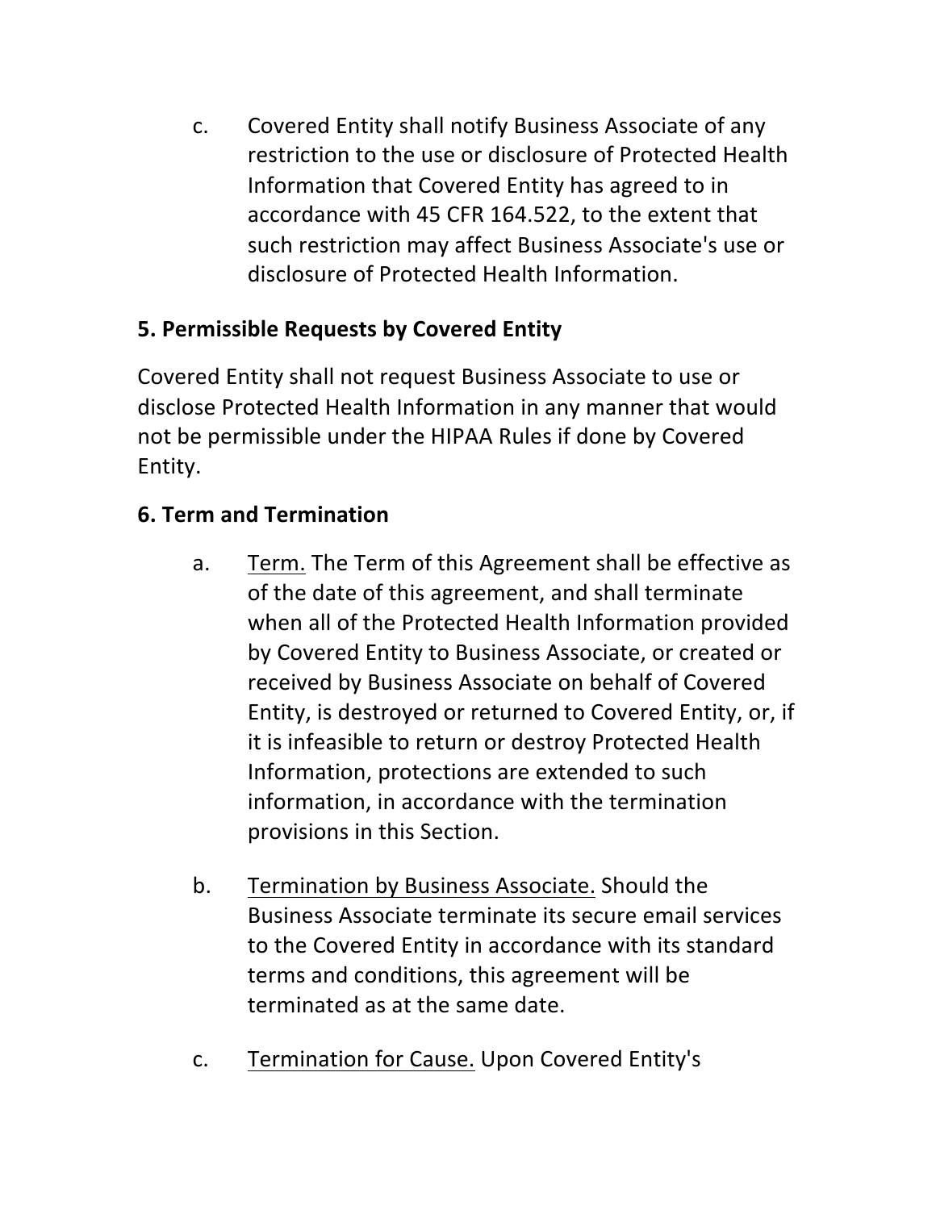c. Covered Entity shall notify Business Associate of any restriction to the use or disclosure of Protected Health Information that Covered Entity has agreed to in accordance with 45 CFR 164.522, to the extent that such restriction may affect Business Associate's use or disclosure of Protected Health Information.

**5. Permissible Requests by Covered Entity**

Covered Entity shall not request Business Associate to use or disclose Protected Health Information in any manner that would not be permissible under the HIPAA Rules if done by Covered Entity.

**6. Term and Termination**

a. <u>Term.</u> The Term of this Agreement shall be effective as of the date of this agreement, and shall terminate when all of the Protected Health Information provided by Covered Entity to Business Associate, or created or received by Business Associate on behalf of Covered Entity, is destroyed or returned to Covered Entity, or, if it is infeasible to return or destroy Protected Health Information, protections are extended to such information, in accordance with the termination provisions in this Section.

b. <u>Termination by Business Associate.</u> Should the Business Associate terminate its secure email services to the Covered Entity in accordance with its standard terms and conditions, this agreement will be terminated as at the same date.

c. <u>Termination for Cause.</u> Upon Covered Entity's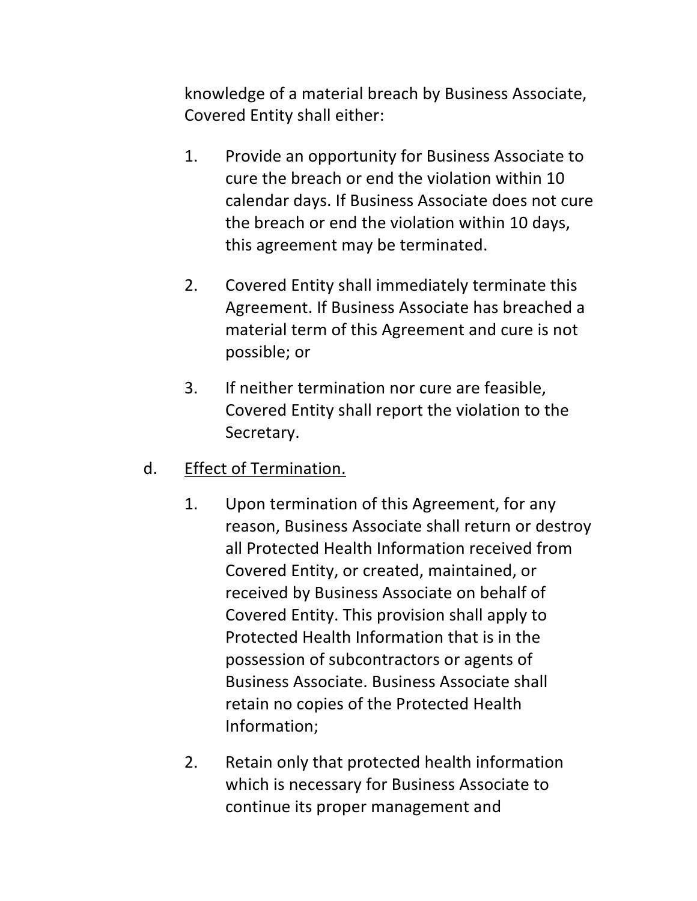knowledge of a material breach by Business Associate, Covered Entity shall either:

1. Provide an opportunity for Business Associate to cure the breach or end the violation within 10 calendar days. If Business Associate does not cure the breach or end the violation within 10 days, this agreement may be terminated.

2. Covered Entity shall immediately terminate this Agreement. If Business Associate has breached a material term of this Agreement and cure is not possible; or

3. If neither termination nor cure are feasible, Covered Entity shall report the violation to the Secretary.

d. <u>Effect of Termination.</u>

   1. Upon termination of this Agreement, for any reason, Business Associate shall return or destroy all Protected Health Information received from Covered Entity, or created, maintained, or received by Business Associate on behalf of Covered Entity. This provision shall apply to Protected Health Information that is in the possession of subcontractors or agents of Business Associate. Business Associate shall retain no copies of the Protected Health Information;

   2. Retain only that protected health information which is necessary for Business Associate to continue its proper management and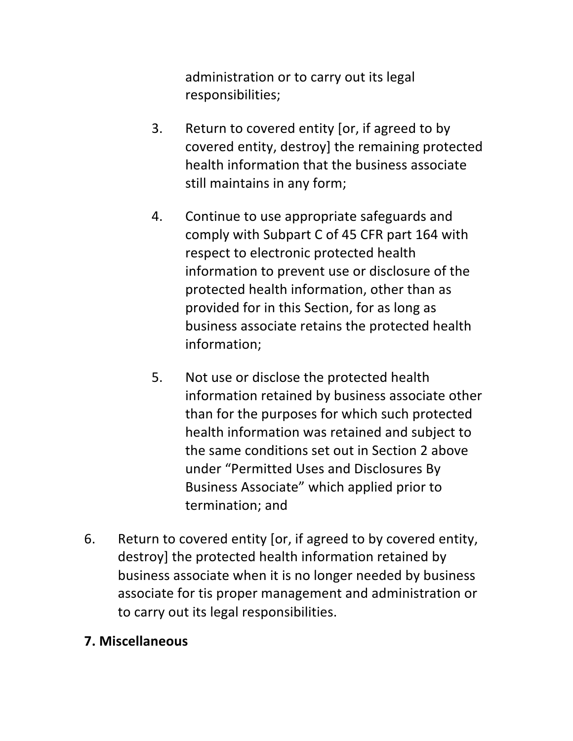administration or to carry out its legal responsibilities;

3. Return to covered entity [or, if agreed to by covered entity, destroy] the remaining protected health information that the business associate still maintains in any form;

4. Continue to use appropriate safeguards and comply with Subpart C of 45 CFR part 164 with respect to electronic protected health information to prevent use or disclosure of the protected health information, other than as provided for in this Section, for as long as business associate retains the protected health information;

5. Not use or disclose the protected health information retained by business associate other than for the purposes for which such protected health information was retained and subject to the same conditions set out in Section 2 above under "Permitted Uses and Disclosures By Business Associate" which applied prior to termination; and

6. Return to covered entity [or, if agreed to by covered entity, destroy] the protected health information retained by business associate when it is no longer needed by business associate for tis proper management and administration or to carry out its legal responsibilities.

**7. Miscellaneous**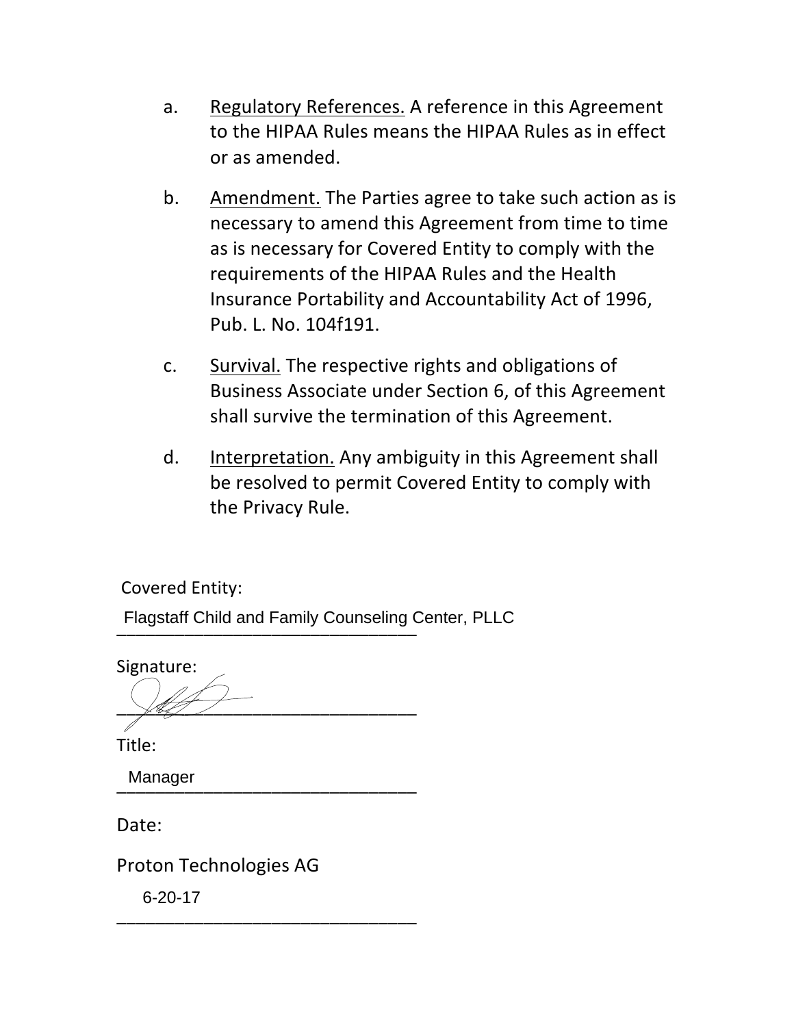a. <u>Regulatory References.</u> A reference in this Agreement to the HIPAA Rules means the HIPAA Rules as in effect or as amended.

b. <u>Amendment.</u> The Parties agree to take such action as is necessary to amend this Agreement from time to time as is necessary for Covered Entity to comply with the requirements of the HIPAA Rules and the Health Insurance Portability and Accountability Act of 1996, Pub. L. No. 104f191.

c. <u>Survival.</u> The respective rights and obligations of Business Associate under Section 6, of this Agreement shall survive the termination of this Agreement.

d. <u>Interpretation.</u> Any ambiguity in this Agreement shall be resolved to permit Covered Entity to comply with the Privacy Rule.

Covered Entity:

Flagstaff Child and Family Counseling Center, PLLC
\_\_\_\_\_\_\_\_\_\_\_\_\_\_\_\_\_\_\_\_\_\_\_\_\_\_\_\_\_\_\_\_

Signature:

\_\_\_\_\_\_\_\_\_\_\_\_\_\_\_\_\_\_\_\_\_\_\_\_\_\_\_\_\_\_\_\_

Title:

Manager
\_\_\_\_\_\_\_\_\_\_\_\_\_\_\_\_\_\_\_\_\_\_\_\_\_\_\_\_\_\_\_\_

Date:

Proton Technologies AG

6-20-17
\_\_\_\_\_\_\_\_\_\_\_\_\_\_\_\_\_\_\_\_\_\_\_\_\_\_\_\_\_\_\_\_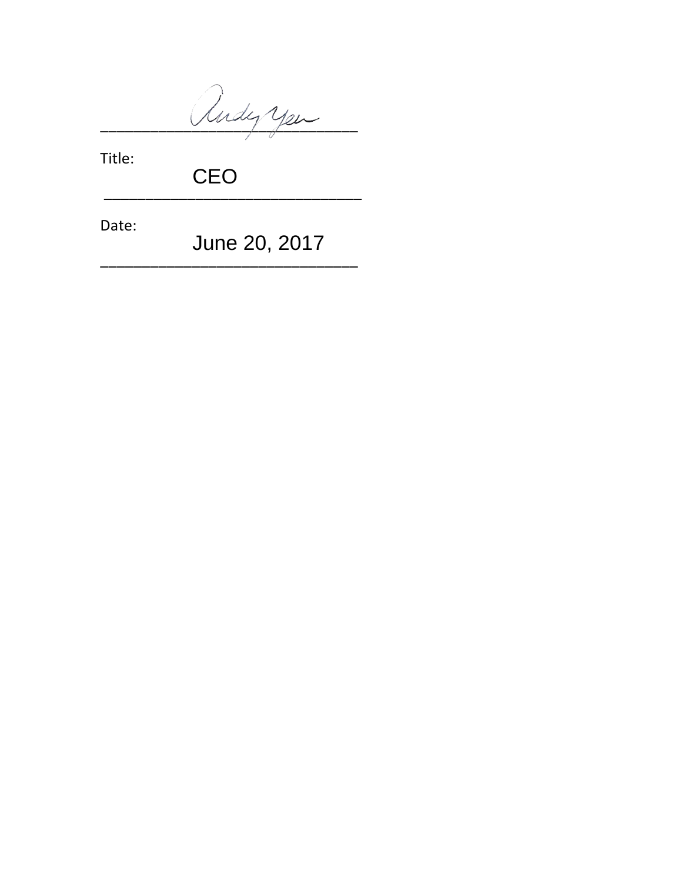Andy Yen
\_\_\_\_\_\_\_\_\_\_\_\_\_\_\_\_\_\_\_\_\_\_\_\_\_\_\_\_\_\_\_\_

Title: CEO
\_\_\_\_\_\_\_\_\_\_\_\_\_\_\_\_\_\_\_\_\_\_\_\_\_\_\_\_\_\_\_\_

Date: June 20, 2017
\_\_\_\_\_\_\_\_\_\_\_\_\_\_\_\_\_\_\_\_\_\_\_\_\_\_\_\_\_\_\_\_